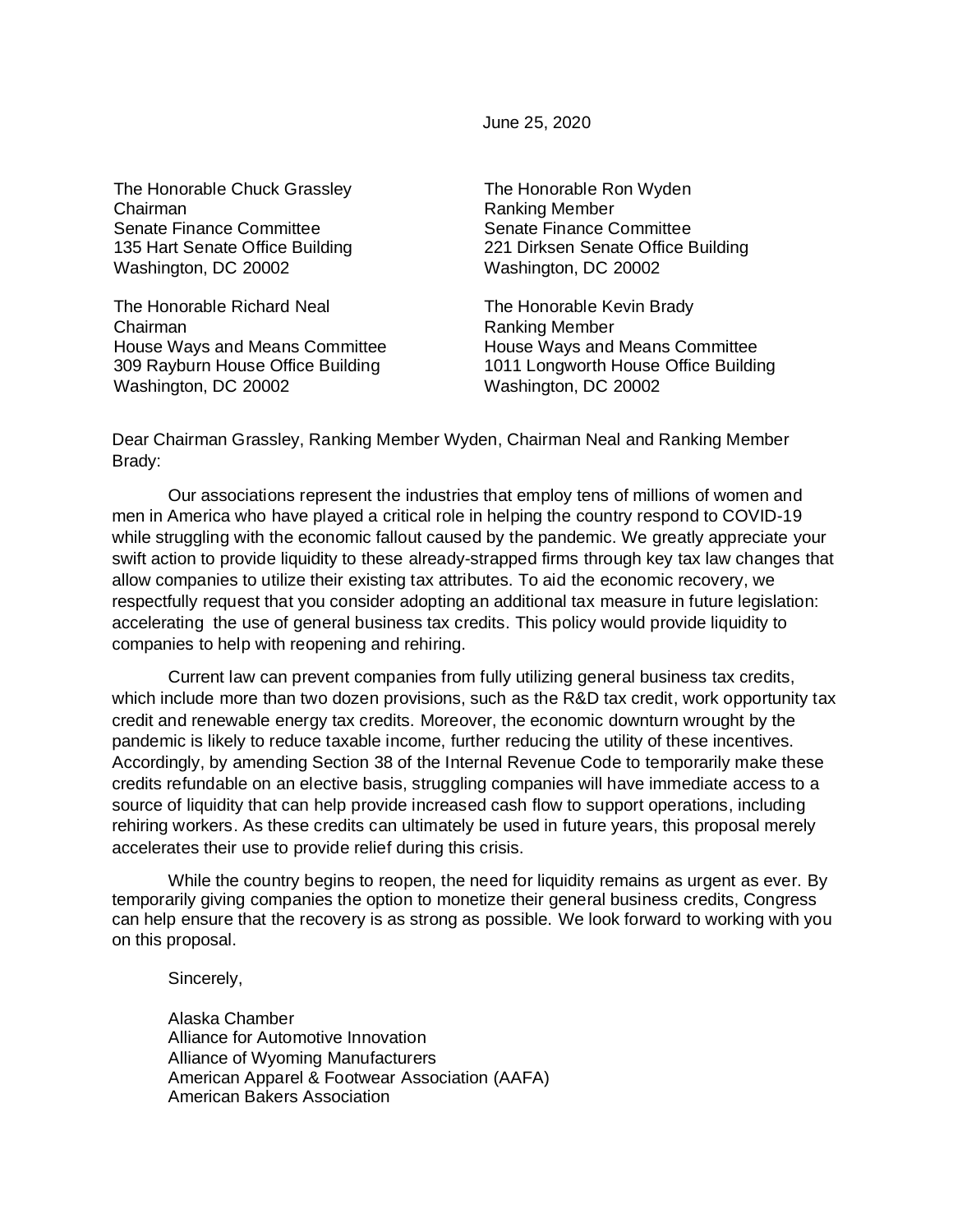June 25, 2020

The Honorable Chuck Grassley
Chairman
Senate Finance Committee
135 Hart Senate Office Building
Washington, DC 20002

The Honorable Ron Wyden
Ranking Member
Senate Finance Committee
221 Dirksen Senate Office Building
Washington, DC 20002

The Honorable Richard Neal
Chairman
House Ways and Means Committee
309 Rayburn House Office Building
Washington, DC 20002

The Honorable Kevin Brady
Ranking Member
House Ways and Means Committee
1011 Longworth House Office Building
Washington, DC 20002

Dear Chairman Grassley, Ranking Member Wyden, Chairman Neal and Ranking Member Brady:

Our associations represent the industries that employ tens of millions of women and men in America who have played a critical role in helping the country respond to COVID-19 while struggling with the economic fallout caused by the pandemic. We greatly appreciate your swift action to provide liquidity to these already-strapped firms through key tax law changes that allow companies to utilize their existing tax attributes. To aid the economic recovery, we respectfully request that you consider adopting an additional tax measure in future legislation: accelerating the use of general business tax credits. This policy would provide liquidity to companies to help with reopening and rehiring.

Current law can prevent companies from fully utilizing general business tax credits, which include more than two dozen provisions, such as the R&D tax credit, work opportunity tax credit and renewable energy tax credits. Moreover, the economic downturn wrought by the pandemic is likely to reduce taxable income, further reducing the utility of these incentives. Accordingly, by amending Section 38 of the Internal Revenue Code to temporarily make these credits refundable on an elective basis, struggling companies will have immediate access to a source of liquidity that can help provide increased cash flow to support operations, including rehiring workers. As these credits can ultimately be used in future years, this proposal merely accelerates their use to provide relief during this crisis.

While the country begins to reopen, the need for liquidity remains as urgent as ever. By temporarily giving companies the option to monetize their general business credits, Congress can help ensure that the recovery is as strong as possible. We look forward to working with you on this proposal.

Sincerely,

Alaska Chamber
Alliance for Automotive Innovation
Alliance of Wyoming Manufacturers
American Apparel & Footwear Association (AAFA)
American Bakers Association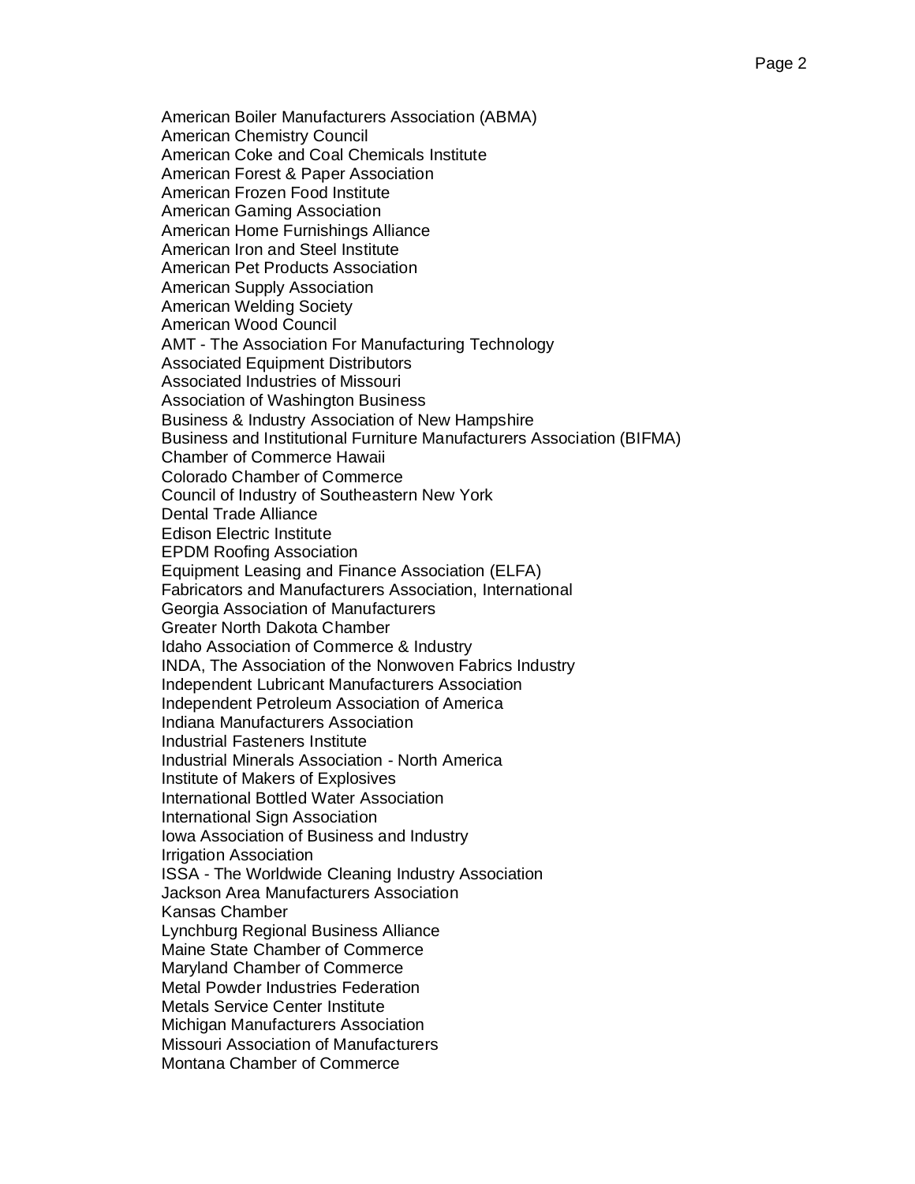American Boiler Manufacturers Association (ABMA)
American Chemistry Council
American Coke and Coal Chemicals Institute
American Forest & Paper Association
American Frozen Food Institute
American Gaming Association
American Home Furnishings Alliance
American Iron and Steel Institute
American Pet Products Association
American Supply Association
American Welding Society
American Wood Council
AMT - The Association For Manufacturing Technology
Associated Equipment Distributors
Associated Industries of Missouri
Association of Washington Business
Business & Industry Association of New Hampshire
Business and Institutional Furniture Manufacturers Association (BIFMA)
Chamber of Commerce Hawaii
Colorado Chamber of Commerce
Council of Industry of Southeastern New York
Dental Trade Alliance
Edison Electric Institute
EPDM Roofing Association
Equipment Leasing and Finance Association (ELFA)
Fabricators and Manufacturers Association, International
Georgia Association of Manufacturers
Greater North Dakota Chamber
Idaho Association of Commerce & Industry
INDA, The Association of the Nonwoven Fabrics Industry
Independent Lubricant Manufacturers Association
Independent Petroleum Association of America
Indiana Manufacturers Association
Industrial Fasteners Institute
Industrial Minerals Association - North America
Institute of Makers of Explosives
International Bottled Water Association
International Sign Association
Iowa Association of Business and Industry
Irrigation Association
ISSA - The Worldwide Cleaning Industry Association
Jackson Area Manufacturers Association
Kansas Chamber
Lynchburg Regional Business Alliance
Maine State Chamber of Commerce
Maryland Chamber of Commerce
Metal Powder Industries Federation
Metals Service Center Institute
Michigan Manufacturers Association
Missouri Association of Manufacturers
Montana Chamber of Commerce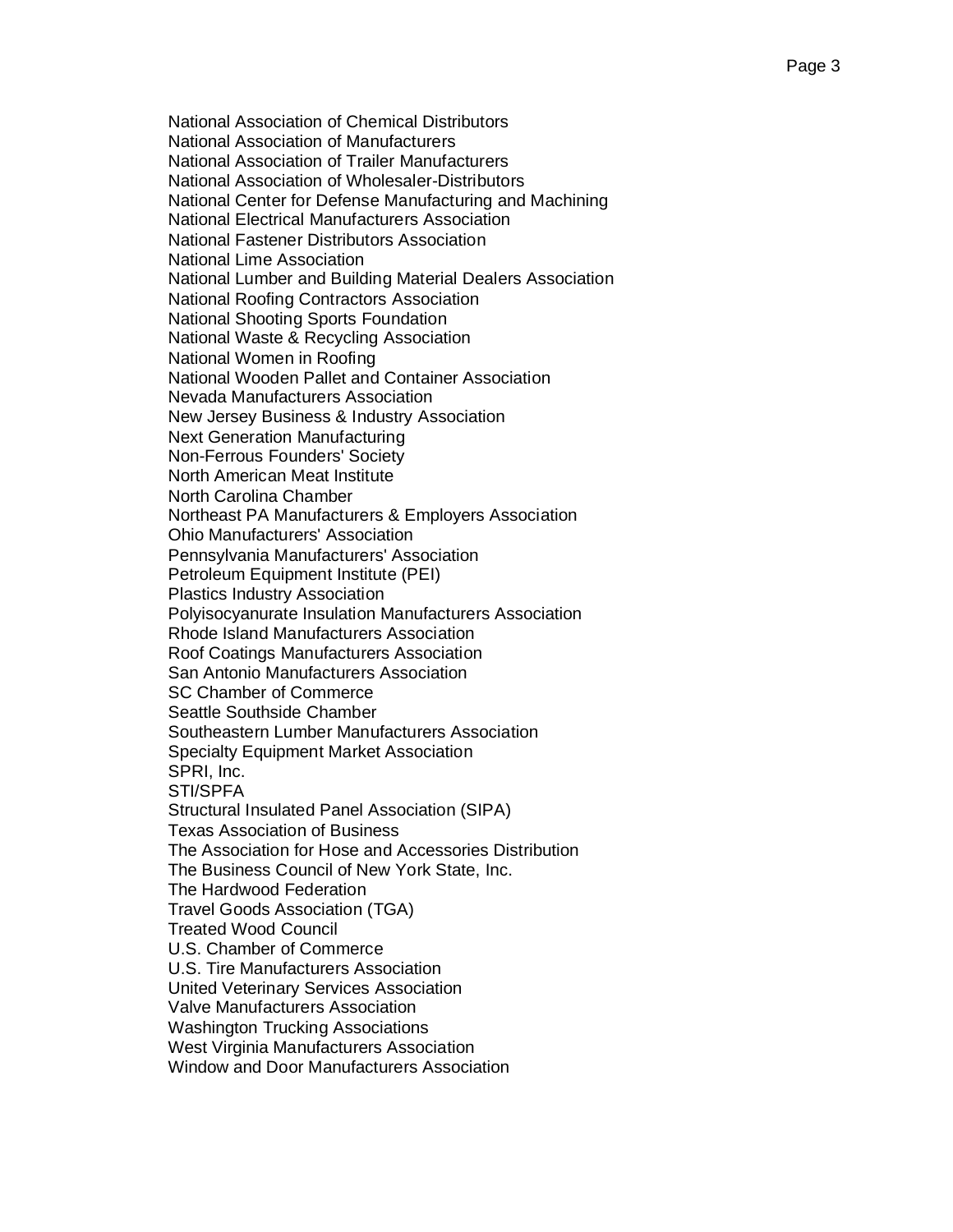National Association of Chemical Distributors
National Association of Manufacturers
National Association of Trailer Manufacturers
National Association of Wholesaler-Distributors
National Center for Defense Manufacturing and Machining
National Electrical Manufacturers Association
National Fastener Distributors Association
National Lime Association
National Lumber and Building Material Dealers Association
National Roofing Contractors Association
National Shooting Sports Foundation
National Waste & Recycling Association
National Women in Roofing
National Wooden Pallet and Container Association
Nevada Manufacturers Association
New Jersey Business & Industry Association
Next Generation Manufacturing
Non-Ferrous Founders' Society
North American Meat Institute
North Carolina Chamber
Northeast PA Manufacturers & Employers Association
Ohio Manufacturers' Association
Pennsylvania Manufacturers' Association
Petroleum Equipment Institute (PEI)
Plastics Industry Association
Polyisocyanurate Insulation Manufacturers Association
Rhode Island Manufacturers Association
Roof Coatings Manufacturers Association
San Antonio Manufacturers Association
SC Chamber of Commerce
Seattle Southside Chamber
Southeastern Lumber Manufacturers Association
Specialty Equipment Market Association
SPRI, Inc.
STI/SPFA
Structural Insulated Panel Association (SIPA)
Texas Association of Business
The Association for Hose and Accessories Distribution
The Business Council of New York State, Inc.
The Hardwood Federation
Travel Goods Association (TGA)
Treated Wood Council
U.S. Chamber of Commerce
U.S. Tire Manufacturers Association
United Veterinary Services Association
Valve Manufacturers Association
Washington Trucking Associations
West Virginia Manufacturers Association
Window and Door Manufacturers Association